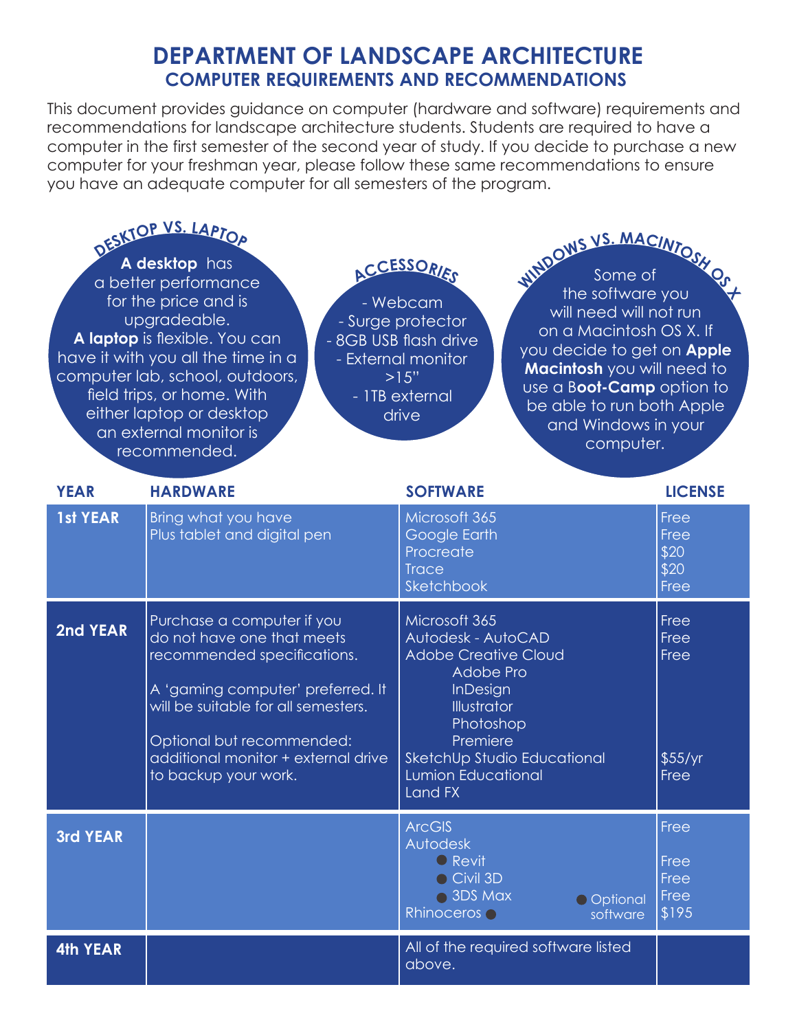# DEPARTMENT OF LANDSCAPE ARCHITECTURE

## COMPUTER REQUIREMENTS AND RECOMMENDATIONS

This document provides guidance on computer (hardware and software) requirements and recommendations for landscape architecture students. Students are required to have a computer in the first semester of the second year of study. If you decide to purchase a new computer for your freshman year, please follow these same recommendations to ensure you have an adequate computer for all semesters of the program.

### DESKTOP VS. LAPTOP

**A desktop** has a better performance for the price and is upgradeable. **A laptop** is flexible. You can have it with you all the time in a computer lab, school, outdoors, field trips, or home. With either laptop or desktop an external monitor is recommended.

### ACCESSORIES

- Webcam
- Surge protector
- 8GB USB flash drive
- External monitor >15"
- 1TB external drive

### WINDOWS VS. MACINTOSH OS X

Some of the software you will need will not run on a Macintosh OS X. If you decide to get on **Apple Macintosh** you will need to use a B**oot-Camp** option to be able to run both Apple and Windows in your computer.

| YEAR | HARDWARE | SOFTWARE | LICENSE |
|---|---|---|---|
| **1st YEAR** | Bring what you have<br>Plus tablet and digital pen | Microsoft 365<br>Google Earth<br>Procreate<br>Trace<br>Sketchbook | Free<br>Free<br>$20<br>$20<br>Free |
| **2nd YEAR** | Purchase a computer if you do not have one that meets recommended specifications.<br><br>A 'gaming computer' preferred. It will be suitable for all semesters.<br><br>Optional but recommended: additional monitor + external drive to backup your work. | Microsoft 365<br>Autodesk - AutoCAD<br>Adobe Creative Cloud<br>Adobe Pro<br>InDesign<br>Illustrator<br>Photoshop<br>Premiere<br>SketchUp Studio Educational<br>Lumion Educational<br>Land FX | Free<br>Free<br>Free<br><br><br><br><br><br>$55/yr<br>Free |
| **3rd YEAR** | | ArcGIS<br>Autodesk<br>● Revit<br>● Civil 3D<br>● 3DS Max<br>Rhinoceros ●<br><br>● Optional software | Free<br><br>Free<br>Free<br>Free<br>$195 |
| **4th YEAR** | | All of the required software listed above. | |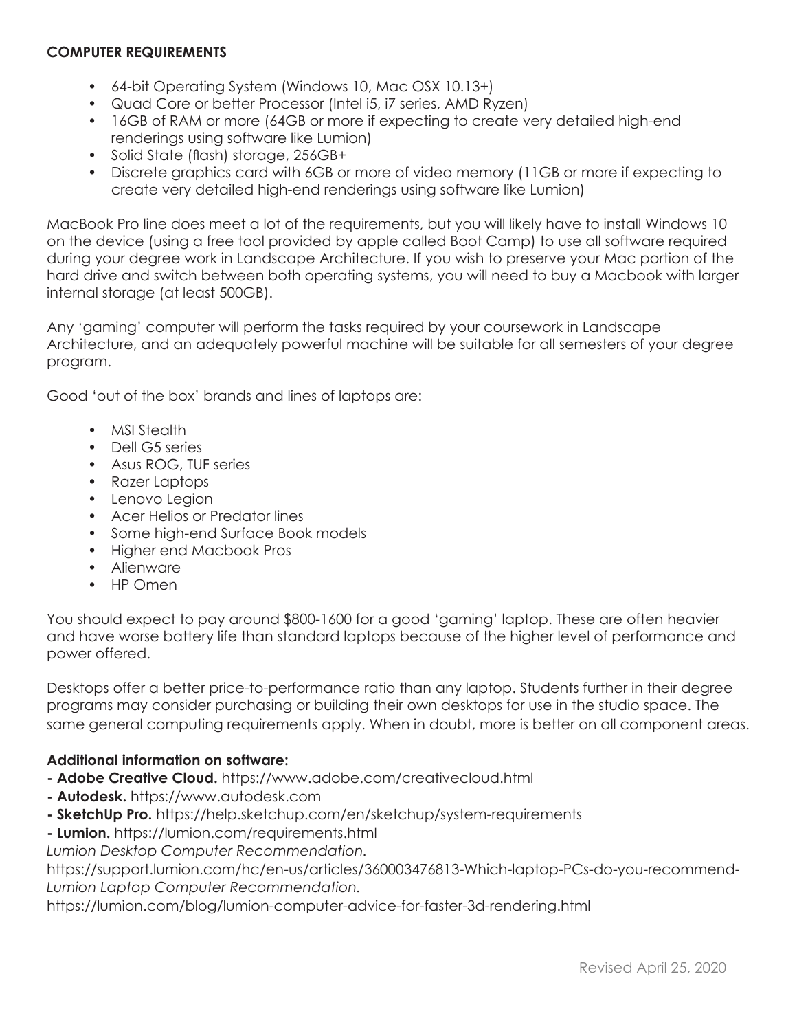**COMPUTER REQUIREMENTS**

- 64-bit Operating System (Windows 10, Mac OSX 10.13+)
- Quad Core or better Processor (Intel i5, i7 series, AMD Ryzen)
- 16GB of RAM or more (64GB or more if expecting to create very detailed high-end renderings using software like Lumion)
- Solid State (flash) storage, 256GB+
- Discrete graphics card with 6GB or more of video memory (11GB or more if expecting to create very detailed high-end renderings using software like Lumion)

MacBook Pro line does meet a lot of the requirements, but you will likely have to install Windows 10 on the device (using a free tool provided by apple called Boot Camp) to use all software required during your degree work in Landscape Architecture. If you wish to preserve your Mac portion of the hard drive and switch between both operating systems, you will need to buy a Macbook with larger internal storage (at least 500GB).

Any 'gaming' computer will perform the tasks required by your coursework in Landscape Architecture, and an adequately powerful machine will be suitable for all semesters of your degree program.

Good 'out of the box' brands and lines of laptops are:

- MSI Stealth
- Dell G5 series
- Asus ROG, TUF series
- Razer Laptops
- Lenovo Legion
- Acer Helios or Predator lines
- Some high-end Surface Book models
- Higher end Macbook Pros
- Alienware
- HP Omen

You should expect to pay around $800-1600 for a good 'gaming' laptop. These are often heavier and have worse battery life than standard laptops because of the higher level of performance and power offered.

Desktops offer a better price-to-performance ratio than any laptop. Students further in their degree programs may consider purchasing or building their own desktops for use in the studio space. The same general computing requirements apply. When in doubt, more is better on all component areas.

**Additional information on software:**

**- Adobe Creative Cloud.** https://www.adobe.com/creativecloud.html
**- Autodesk.** https://www.autodesk.com
**- SketchUp Pro.** https://help.sketchup.com/en/sketchup/system-requirements
**- Lumion.** https://lumion.com/requirements.html
*Lumion Desktop Computer Recommendation.*
https://support.lumion.com/hc/en-us/articles/360003476813-Which-laptop-PCs-do-you-recommend-
*Lumion Laptop Computer Recommendation.*
https://lumion.com/blog/lumion-computer-advice-for-faster-3d-rendering.html

Revised April 25, 2020